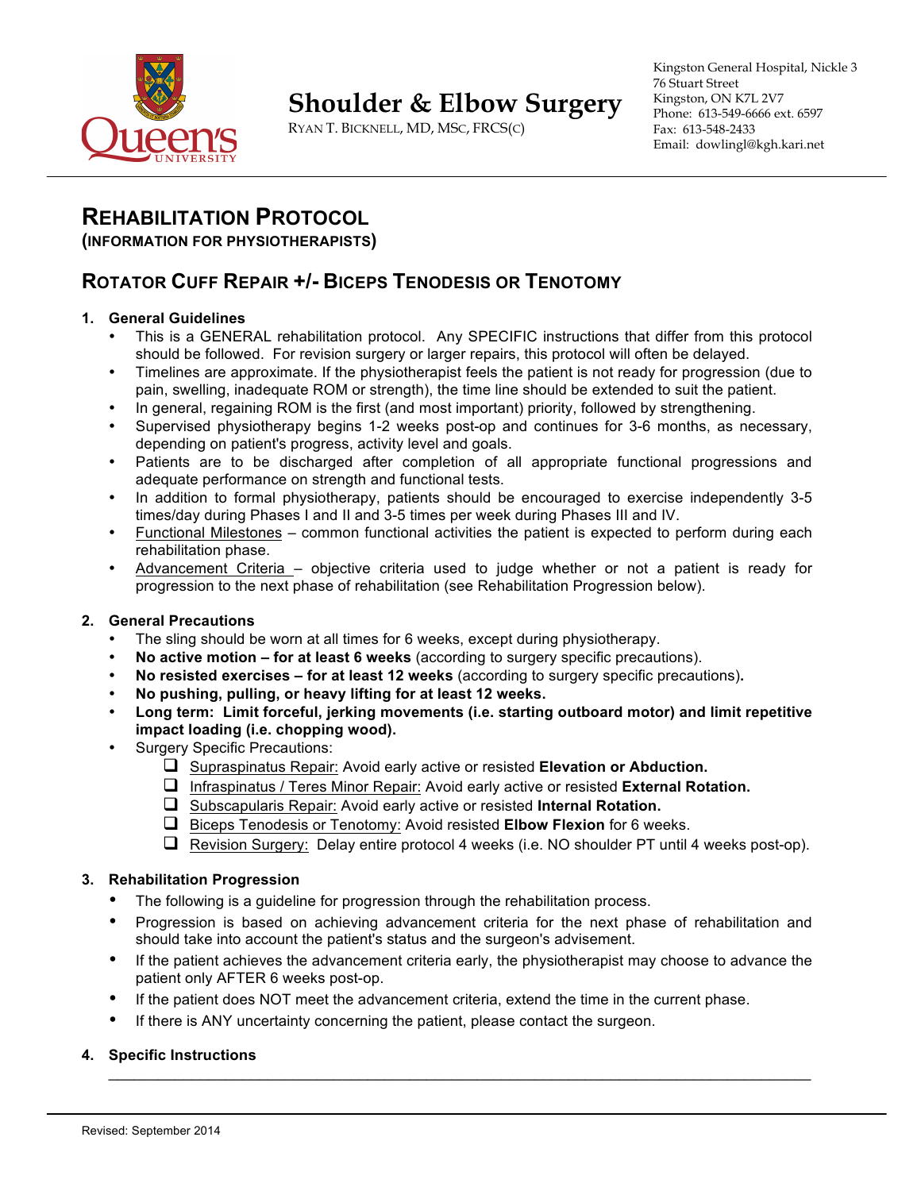# Shoulder & Elbow Surgery

RYAN T. BICKNELL, MD, MSC, FRCS(C)

Kingston General Hospital, Nickle 3
76 Stuart Street
Kingston, ON K7L 2V7
Phone: 613-549-6666 ext. 6597
Fax: 613-548-2433
Email: dowlingl@kgh.kari.net

## REHABILITATION PROTOCOL

### (INFORMATION FOR PHYSIOTHERAPISTS)

## ROTATOR CUFF REPAIR +/- BICEPS TENODESIS OR TENOTOMY

1. **General Guidelines**
   - This is a GENERAL rehabilitation protocol. Any SPECIFIC instructions that differ from this protocol should be followed. For revision surgery or larger repairs, this protocol will often be delayed.
   - Timelines are approximate. If the physiotherapist feels the patient is not ready for progression (due to pain, swelling, inadequate ROM or strength), the time line should be extended to suit the patient.
   - In general, regaining ROM is the first (and most important) priority, followed by strengthening.
   - Supervised physiotherapy begins 1-2 weeks post-op and continues for 3-6 months, as necessary, depending on patient's progress, activity level and goals.
   - Patients are to be discharged after completion of all appropriate functional progressions and adequate performance on strength and functional tests.
   - In addition to formal physiotherapy, patients should be encouraged to exercise independently 3-5 times/day during Phases I and II and 3-5 times per week during Phases III and IV.
   - Functional Milestones – common functional activities the patient is expected to perform during each rehabilitation phase.
   - Advancement Criteria – objective criteria used to judge whether or not a patient is ready for progression to the next phase of rehabilitation (see Rehabilitation Progression below).

2. **General Precautions**
   - The sling should be worn at all times for 6 weeks, except during physiotherapy.
   - **No active motion – for at least 6 weeks** (according to surgery specific precautions).
   - **No resisted exercises – for at least 12 weeks** (according to surgery specific precautions)**.**
   - **No pushing, pulling, or heavy lifting for at least 12 weeks.**
   - **Long term: Limit forceful, jerking movements (i.e. starting outboard motor) and limit repetitive impact loading (i.e. chopping wood).**
   - Surgery Specific Precautions:
     - [ ] Supraspinatus Repair: Avoid early active or resisted **Elevation or Abduction.**
     - [ ] Infraspinatus / Teres Minor Repair: Avoid early active or resisted **External Rotation.**
     - [ ] Subscapularis Repair: Avoid early active or resisted **Internal Rotation.**
     - [ ] Biceps Tenodesis or Tenotomy: Avoid resisted **Elbow Flexion** for 6 weeks.
     - [ ] Revision Surgery: Delay entire protocol 4 weeks (i.e. NO shoulder PT until 4 weeks post-op).

3. **Rehabilitation Progression**
   - The following is a guideline for progression through the rehabilitation process.
   - Progression is based on achieving advancement criteria for the next phase of rehabilitation and should take into account the patient's status and the surgeon's advisement.
   - If the patient achieves the advancement criteria early, the physiotherapist may choose to advance the patient only AFTER 6 weeks post-op.
   - If the patient does NOT meet the advancement criteria, extend the time in the current phase.
   - If there is ANY uncertainty concerning the patient, please contact the surgeon.

4. **Specific Instructions**

   ______________________________________________________________________________

Revised: September 2014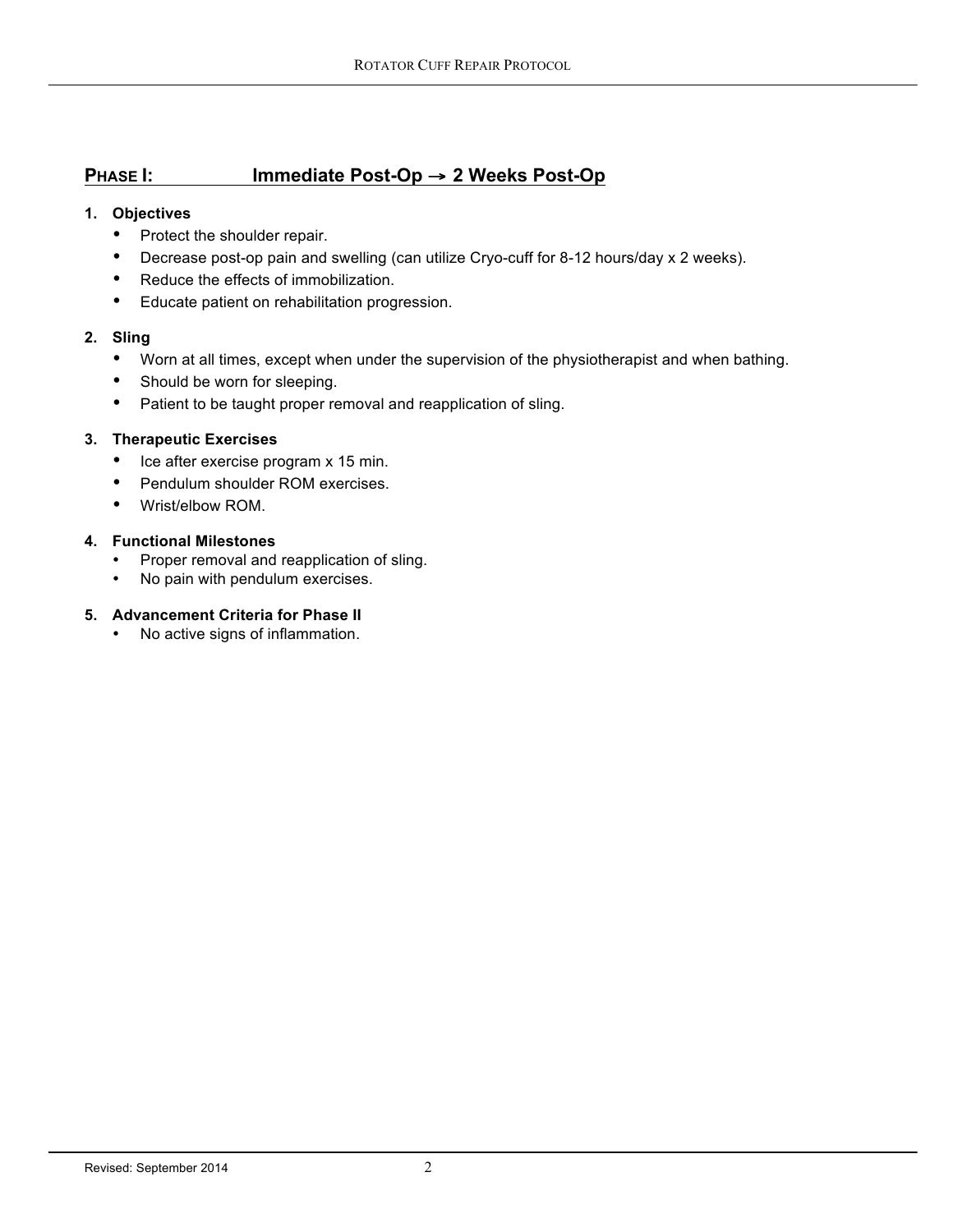## **PHASE I: Immediate Post-Op → 2 Weeks Post-Op**

1. **Objectives**
   - Protect the shoulder repair.
   - Decrease post-op pain and swelling (can utilize Cryo-cuff for 8-12 hours/day x 2 weeks).
   - Reduce the effects of immobilization.
   - Educate patient on rehabilitation progression.

2. **Sling**
   - Worn at all times, except when under the supervision of the physiotherapist and when bathing.
   - Should be worn for sleeping.
   - Patient to be taught proper removal and reapplication of sling.

3. **Therapeutic Exercises**
   - Ice after exercise program x 15 min.
   - Pendulum shoulder ROM exercises.
   - Wrist/elbow ROM.

4. **Functional Milestones**
   - Proper removal and reapplication of sling.
   - No pain with pendulum exercises.

5. **Advancement Criteria for Phase II**
   - No active signs of inflammation.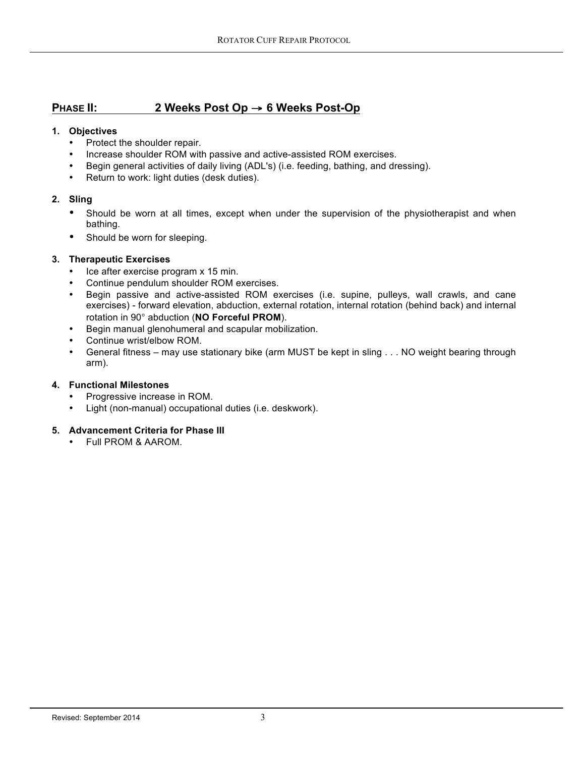## PHASE II: 2 Weeks Post Op → 6 Weeks Post-Op

1. **Objectives**
   - Protect the shoulder repair.
   - Increase shoulder ROM with passive and active-assisted ROM exercises.
   - Begin general activities of daily living (ADL's) (i.e. feeding, bathing, and dressing).
   - Return to work: light duties (desk duties).

2. **Sling**
   - Should be worn at all times, except when under the supervision of the physiotherapist and when bathing.
   - Should be worn for sleeping.

3. **Therapeutic Exercises**
   - Ice after exercise program x 15 min.
   - Continue pendulum shoulder ROM exercises.
   - Begin passive and active-assisted ROM exercises (i.e. supine, pulleys, wall crawls, and cane exercises) - forward elevation, abduction, external rotation, internal rotation (behind back) and internal rotation in 90° abduction (**NO Forceful PROM**).
   - Begin manual glenohumeral and scapular mobilization.
   - Continue wrist/elbow ROM.
   - General fitness – may use stationary bike (arm MUST be kept in sling . . . NO weight bearing through arm).

4. **Functional Milestones**
   - Progressive increase in ROM.
   - Light (non-manual) occupational duties (i.e. deskwork).

5. **Advancement Criteria for Phase III**
   - Full PROM & AAROM.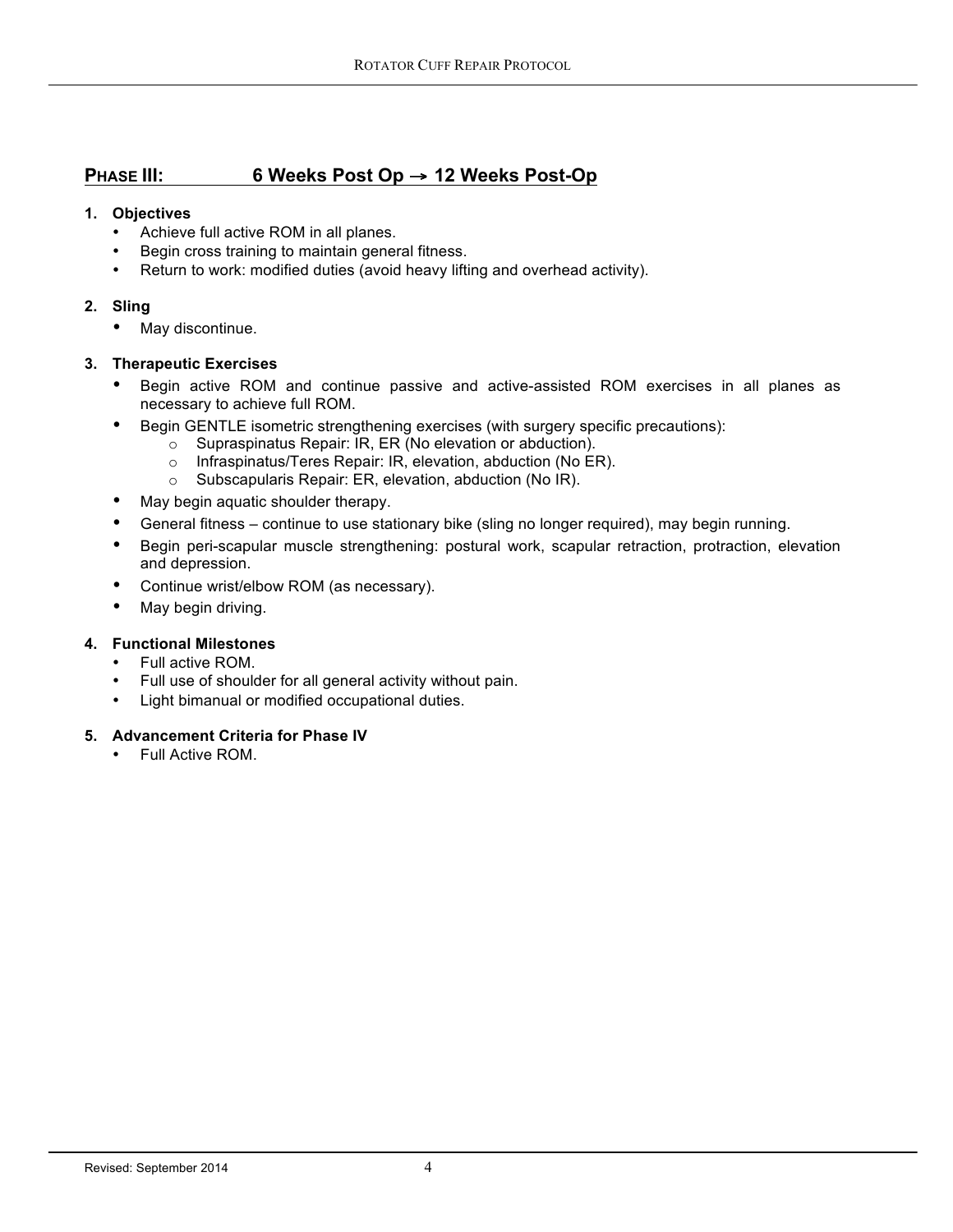## PHASE III: 6 Weeks Post Op → 12 Weeks Post-Op

1. **Objectives**
   - Achieve full active ROM in all planes.
   - Begin cross training to maintain general fitness.
   - Return to work: modified duties (avoid heavy lifting and overhead activity).

2. **Sling**
   - May discontinue.

3. **Therapeutic Exercises**
   - Begin active ROM and continue passive and active-assisted ROM exercises in all planes as necessary to achieve full ROM.
   - Begin GENTLE isometric strengthening exercises (with surgery specific precautions):
     - Supraspinatus Repair: IR, ER (No elevation or abduction).
     - Infraspinatus/Teres Repair: IR, elevation, abduction (No ER).
     - Subscapularis Repair: ER, elevation, abduction (No IR).
   - May begin aquatic shoulder therapy.
   - General fitness – continue to use stationary bike (sling no longer required), may begin running.
   - Begin peri-scapular muscle strengthening: postural work, scapular retraction, protraction, elevation and depression.
   - Continue wrist/elbow ROM (as necessary).
   - May begin driving.

4. **Functional Milestones**
   - Full active ROM.
   - Full use of shoulder for all general activity without pain.
   - Light bimanual or modified occupational duties.

5. **Advancement Criteria for Phase IV**
   - Full Active ROM.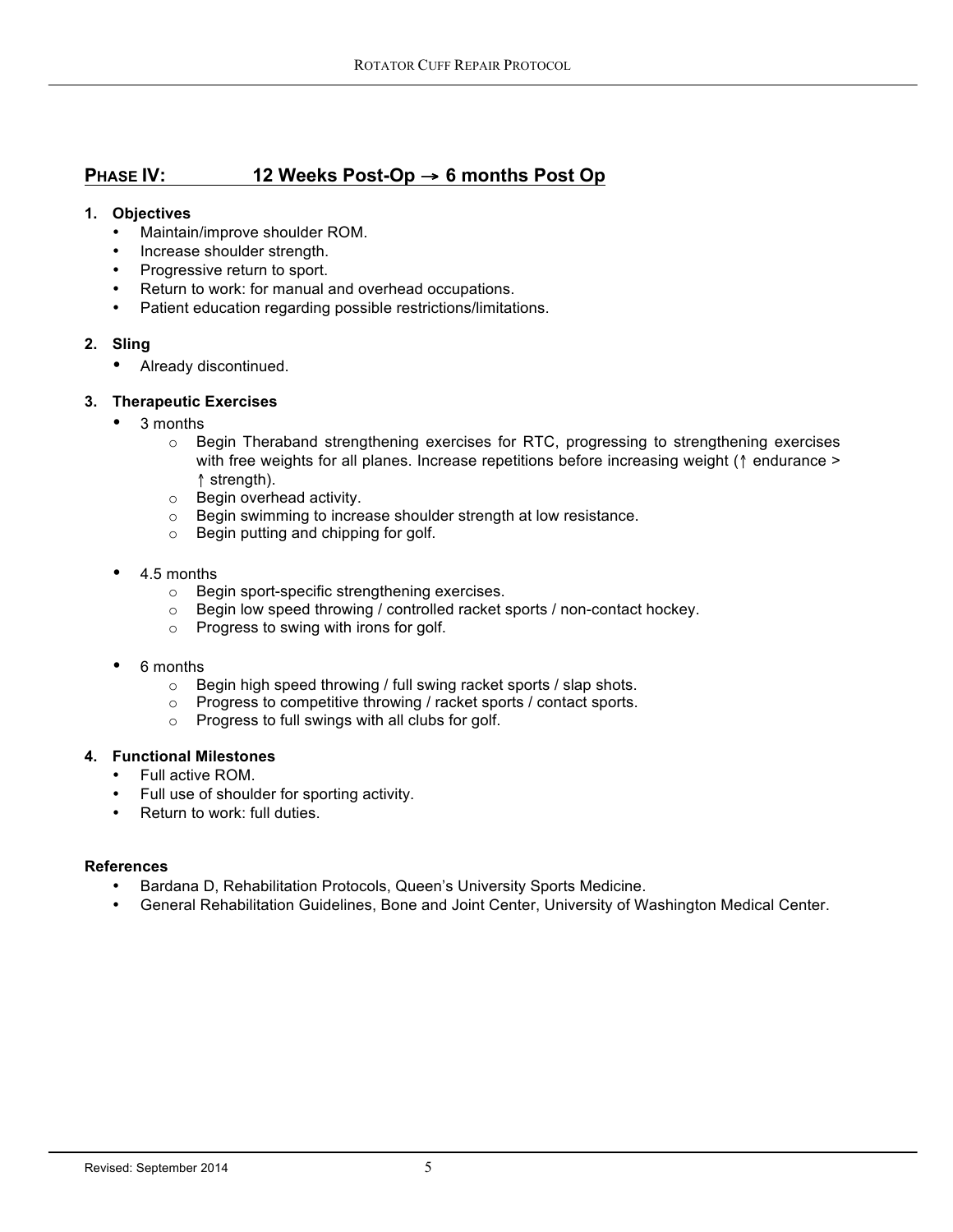## PHASE IV: 12 Weeks Post-Op → 6 months Post Op

1. **Objectives**
   - Maintain/improve shoulder ROM.
   - Increase shoulder strength.
   - Progressive return to sport.
   - Return to work: for manual and overhead occupations.
   - Patient education regarding possible restrictions/limitations.

2. **Sling**
   - Already discontinued.

3. **Therapeutic Exercises**
   - 3 months
     - Begin Theraband strengthening exercises for RTC, progressing to strengthening exercises with free weights for all planes. Increase repetitions before increasing weight (↑ endurance > ↑ strength).
     - Begin overhead activity.
     - Begin swimming to increase shoulder strength at low resistance.
     - Begin putting and chipping for golf.
   - 4.5 months
     - Begin sport-specific strengthening exercises.
     - Begin low speed throwing / controlled racket sports / non-contact hockey.
     - Progress to swing with irons for golf.
   - 6 months
     - Begin high speed throwing / full swing racket sports / slap shots.
     - Progress to competitive throwing / racket sports / contact sports.
     - Progress to full swings with all clubs for golf.

4. **Functional Milestones**
   - Full active ROM.
   - Full use of shoulder for sporting activity.
   - Return to work: full duties.

**References**

- Bardana D, Rehabilitation Protocols, Queen's University Sports Medicine.
- General Rehabilitation Guidelines, Bone and Joint Center, University of Washington Medical Center.